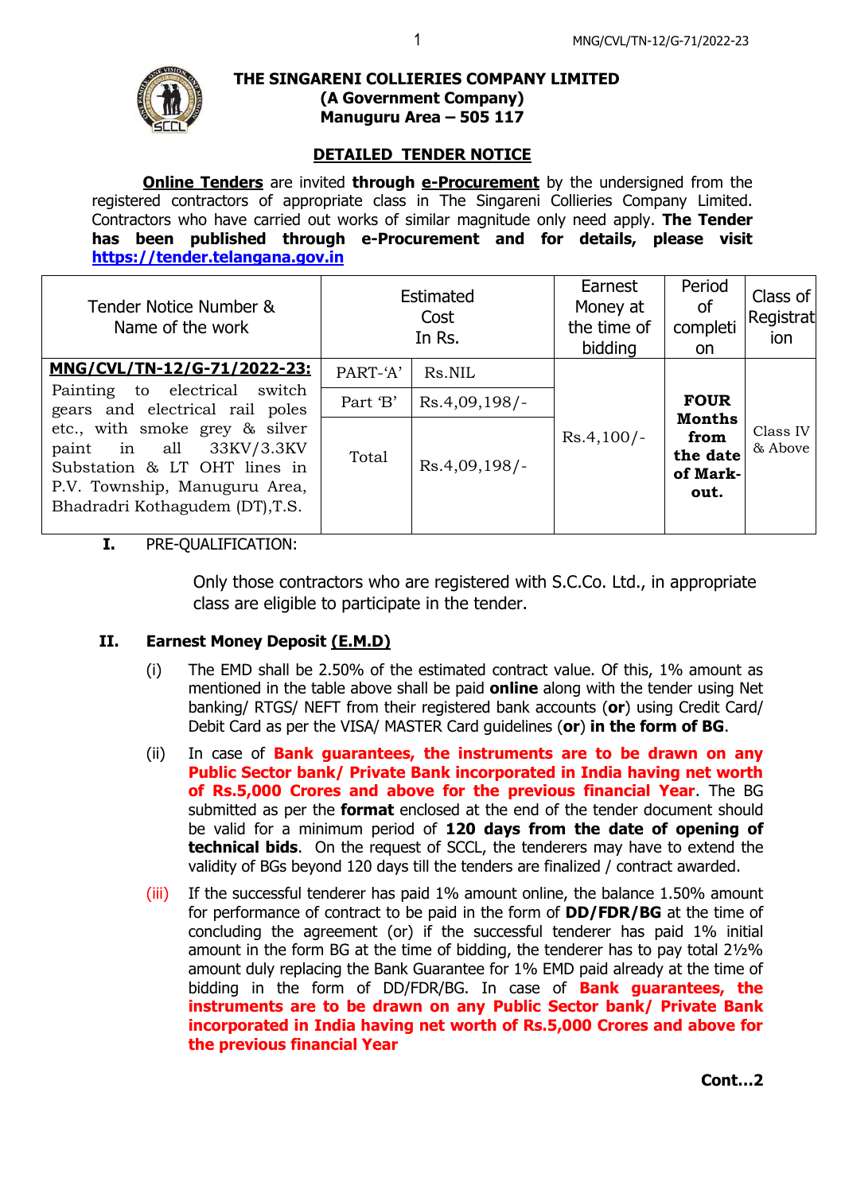# THE SINGARENI COLLIERIES COMPANY LIMITED
**(A Government Company)**
**Manuguru Area – 505 117**

## DETAILED TENDER NOTICE

**Online Tenders** are invited **through e-Procurement** by the undersigned from the registered contractors of appropriate class in The Singareni Collieries Company Limited. Contractors who have carried out works of similar magnitude only need apply. **The Tender has been published through e-Procurement and for details, please visit https://tender.telangana.gov.in**

| Tender Notice Number & Name of the work | Estimated Cost In Rs. | | Earnest Money at the time of bidding | Period of completion | Class of Registration |
|---|---|---|---|---|---|
| **MNG/CVL/TN-12/G-71/2022-23:** Painting to electrical switch gears and electrical rail poles etc., with smoke grey & silver paint in all 33KV/3.3KV Substation & LT OHT lines in P.V. Township, Manuguru Area, Bhadradri Kothagudem (DT),T.S. | PART-'A' | Rs.NIL | Rs.4,100/- | **FOUR Months from the date of Mark-out.** | Class IV & Above |
| | Part 'B' | Rs.4,09,198/- | | | |
| | Total | Rs.4,09,198/- | | | |

**I.** PRE-QUALIFICATION:

Only those contractors who are registered with S.C.Co. Ltd., in appropriate class are eligible to participate in the tender.

**II. Earnest Money Deposit (E.M.D)**

(i) The EMD shall be 2.50% of the estimated contract value. Of this, 1% amount as mentioned in the table above shall be paid **online** along with the tender using Net banking/ RTGS/ NEFT from their registered bank accounts (**or**) using Credit Card/ Debit Card as per the VISA/ MASTER Card guidelines (**or**) **in the form of BG**.

(ii) In case of **Bank guarantees, the instruments are to be drawn on any Public Sector bank/ Private Bank incorporated in India having net worth of Rs.5,000 Crores and above for the previous financial Year**. The BG submitted as per the **format** enclosed at the end of the tender document should be valid for a minimum period of **120 days from the date of opening of technical bids**. On the request of SCCL, the tenderers may have to extend the validity of BGs beyond 120 days till the tenders are finalized / contract awarded.

(iii) If the successful tenderer has paid 1% amount online, the balance 1.50% amount for performance of contract to be paid in the form of **DD/FDR/BG** at the time of concluding the agreement (or) if the successful tenderer has paid 1% initial amount in the form BG at the time of bidding, the tenderer has to pay total 2½% amount duly replacing the Bank Guarantee for 1% EMD paid already at the time of bidding in the form of DD/FDR/BG. In case of **Bank guarantees, the instruments are to be drawn on any Public Sector bank/ Private Bank incorporated in India having net worth of Rs.5,000 Crores and above for the previous financial Year**

**Cont…2**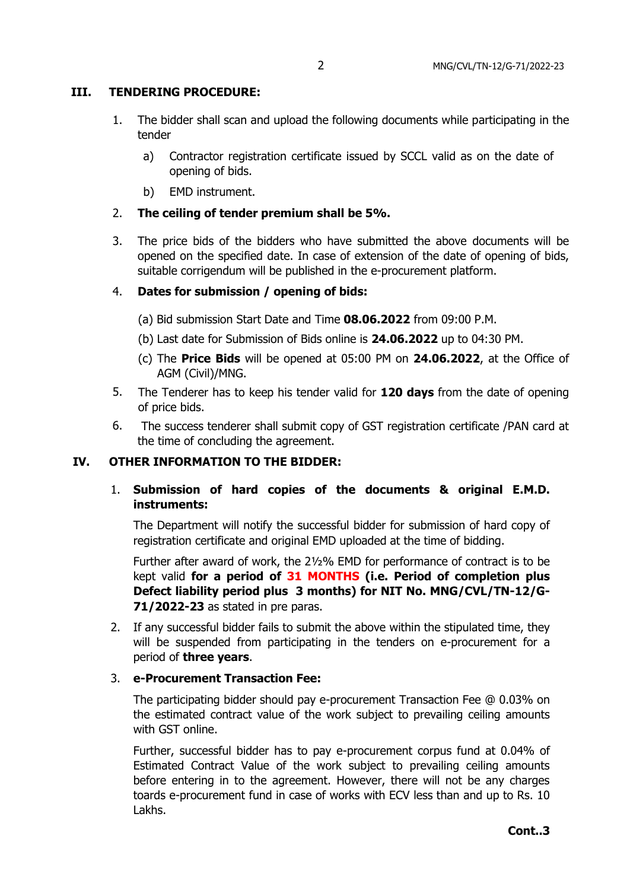## III. TENDERING PROCEDURE:

1. The bidder shall scan and upload the following documents while participating in the tender
   a) Contractor registration certificate issued by SCCL valid as on the date of opening of bids.
   b) EMD instrument.
2. **The ceiling of tender premium shall be 5%.**
3. The price bids of the bidders who have submitted the above documents will be opened on the specified date. In case of extension of the date of opening of bids, suitable corrigendum will be published in the e-procurement platform.
4. **Dates for submission / opening of bids:**
   (a) Bid submission Start Date and Time **08.06.2022** from 09:00 P.M.
   (b) Last date for Submission of Bids online is **24.06.2022** up to 04:30 PM.
   (c) The **Price Bids** will be opened at 05:00 PM on **24.06.2022**, at the Office of AGM (Civil)/MNG.
5. The Tenderer has to keep his tender valid for **120 days** from the date of opening of price bids.
6. The success tenderer shall submit copy of GST registration certificate /PAN card at the time of concluding the agreement.

## IV. OTHER INFORMATION TO THE BIDDER:

1. **Submission of hard copies of the documents & original E.M.D. instruments:**

   The Department will notify the successful bidder for submission of hard copy of registration certificate and original EMD uploaded at the time of bidding.

   Further after award of work, the 2½% EMD for performance of contract is to be kept valid **for a period of 31 MONTHS (i.e. Period of completion plus Defect liability period plus 3 months) for NIT No. MNG/CVL/TN-12/G-71/2022-23** as stated in pre paras.

2. If any successful bidder fails to submit the above within the stipulated time, they will be suspended from participating in the tenders on e-procurement for a period of **three years**.

3. **e-Procurement Transaction Fee:**

   The participating bidder should pay e-procurement Transaction Fee @ 0.03% on the estimated contract value of the work subject to prevailing ceiling amounts with GST online.

   Further, successful bidder has to pay e-procurement corpus fund at 0.04% of Estimated Contract Value of the work subject to prevailing ceiling amounts before entering in to the agreement. However, there will not be any charges toards e-procurement fund in case of works with ECV less than and up to Rs. 10 Lakhs.

**Cont..3**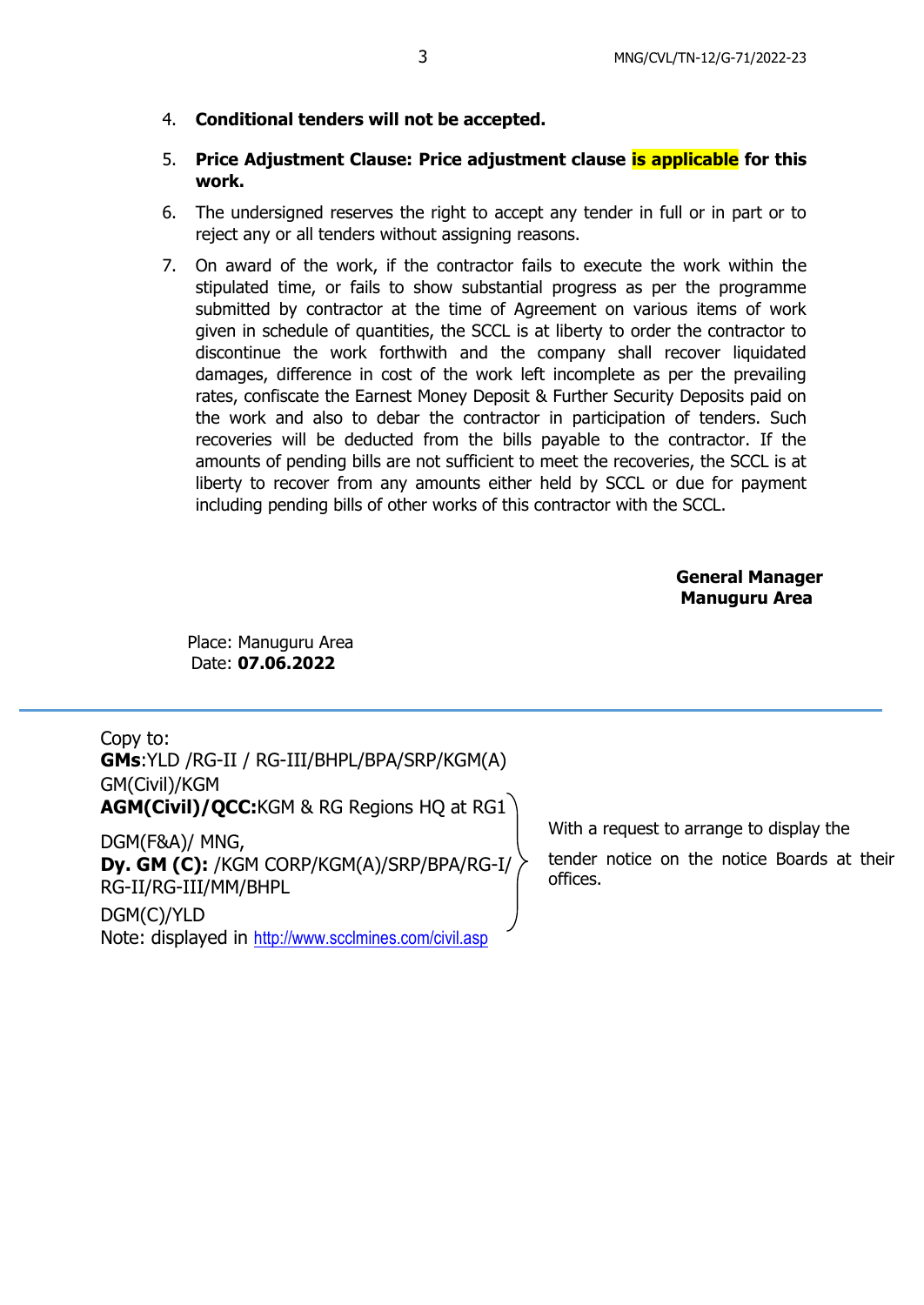4. **Conditional tenders will not be accepted.**

5. **Price Adjustment Clause: Price adjustment clause is applicable for this work.**

6. The undersigned reserves the right to accept any tender in full or in part or to reject any or all tenders without assigning reasons.

7. On award of the work, if the contractor fails to execute the work within the stipulated time, or fails to show substantial progress as per the programme submitted by contractor at the time of Agreement on various items of work given in schedule of quantities, the SCCL is at liberty to order the contractor to discontinue the work forthwith and the company shall recover liquidated damages, difference in cost of the work left incomplete as per the prevailing rates, confiscate the Earnest Money Deposit & Further Security Deposits paid on the work and also to debar the contractor in participation of tenders. Such recoveries will be deducted from the bills payable to the contractor. If the amounts of pending bills are not sufficient to meet the recoveries, the SCCL is at liberty to recover from any amounts either held by SCCL or due for payment including pending bills of other works of this contractor with the SCCL.

**General Manager**
**Manuguru Area**

Place: Manuguru Area
Date: **07.06.2022**

---

Copy to:
**GMs**:YLD /RG-II / RG-III/BHPL/BPA/SRP/KGM(A)
GM(Civil)/KGM
**AGM(Civil)/QCC:**KGM & RG Regions HQ at RG1
DGM(F&A)/ MNG,
**Dy. GM (C):** /KGM CORP/KGM(A)/SRP/BPA/RG-I/ RG-II/RG-III/MM/BHPL
DGM(C)/YLD

} With a request to arrange to display the tender notice on the notice Boards at their offices.

Note: displayed in http://www.scclmines.com/civil.asp